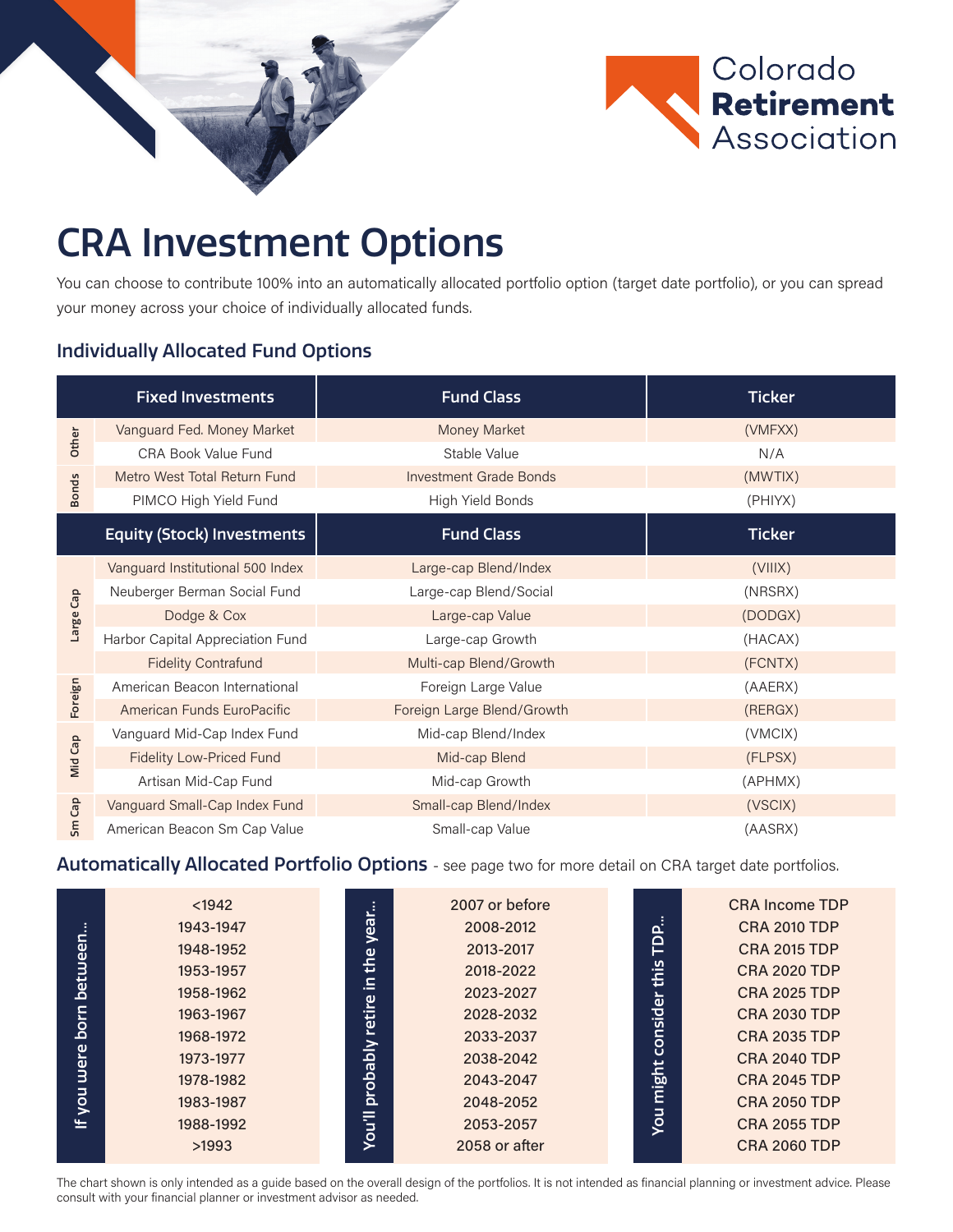Colorado **Retirement** Association

# CRA Investment Options

You can choose to contribute 100% into an automatically allocated portfolio option (target date portfolio), or you can spread your money across your choice of individually allocated funds.

## Individually Allocated Fund Options

| | Fixed Investments | Fund Class | Ticker |
|---|---|---|---|
| Other | Vanguard Fed. Money Market | Money Market | (VMFXX) |
| Other | CRA Book Value Fund | Stable Value | N/A |
| Bonds | Metro West Total Return Fund | Investment Grade Bonds | (MWTIX) |
| Bonds | PIMCO High Yield Fund | High Yield Bonds | (PHIYX) |
| | **Equity (Stock) Investments** | **Fund Class** | **Ticker** |
| Large Cap | Vanguard Institutional 500 Index | Large-cap Blend/Index | (VIIIX) |
| Large Cap | Neuberger Berman Social Fund | Large-cap Blend/Social | (NRSRX) |
| Large Cap | Dodge & Cox | Large-cap Value | (DODGX) |
| Large Cap | Harbor Capital Appreciation Fund | Large-cap Growth | (HACAX) |
| Large Cap | Fidelity Contrafund | Multi-cap Blend/Growth | (FCNTX) |
| Foreign | American Beacon International | Foreign Large Value | (AAERX) |
| Foreign | American Funds EuroPacific | Foreign Large Blend/Growth | (RERGX) |
| Mid Cap | Vanguard Mid-Cap Index Fund | Mid-cap Blend/Index | (VMCIX) |
| Mid Cap | Fidelity Low-Priced Fund | Mid-cap Blend | (FLPSX) |
| Mid Cap | Artisan Mid-Cap Fund | Mid-cap Growth | (APHMX) |
| Sm Cap | Vanguard Small-Cap Index Fund | Small-cap Blend/Index | (VSCIX) |
| Sm Cap | American Beacon Sm Cap Value | Small-cap Value | (AASRX) |

## Automatically Allocated Portfolio Options - see page two for more detail on CRA target date portfolios.

| If you were born between... | You'll probably retire in the year... | You might consider this TDP... |
|---|---|---|
| <1942 | 2007 or before | CRA Income TDP |
| 1943-1947 | 2008-2012 | CRA 2010 TDP |
| 1948-1952 | 2013-2017 | CRA 2015 TDP |
| 1953-1957 | 2018-2022 | CRA 2020 TDP |
| 1958-1962 | 2023-2027 | CRA 2025 TDP |
| 1963-1967 | 2028-2032 | CRA 2030 TDP |
| 1968-1972 | 2033-2037 | CRA 2035 TDP |
| 1973-1977 | 2038-2042 | CRA 2040 TDP |
| 1978-1982 | 2043-2047 | CRA 2045 TDP |
| 1983-1987 | 2048-2052 | CRA 2050 TDP |
| 1988-1992 | 2053-2057 | CRA 2055 TDP |
| >1993 | 2058 or after | CRA 2060 TDP |

The chart shown is only intended as a guide based on the overall design of the portfolios. It is not intended as financial planning or investment advice. Please consult with your financial planner or investment advisor as needed.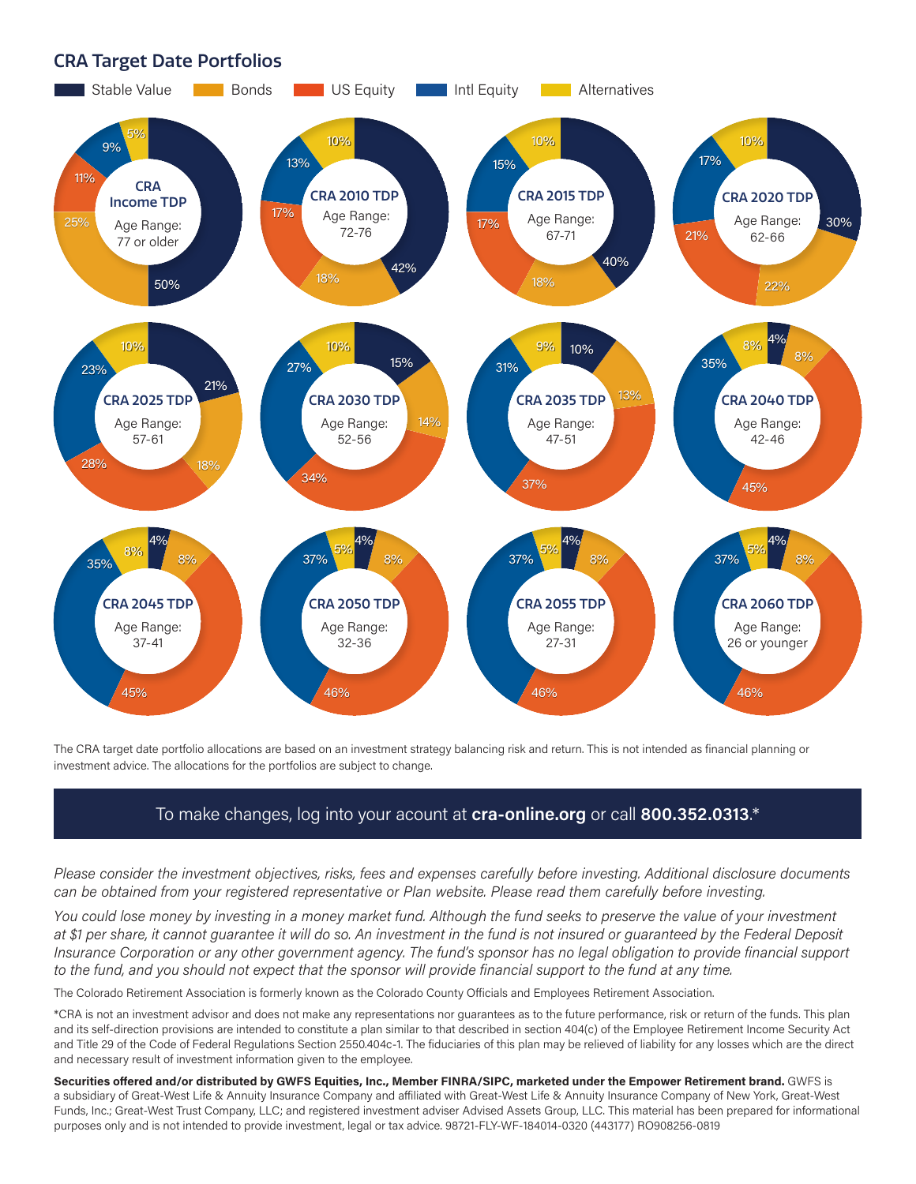## CRA Target Date Portfolios

Stable Value Bonds US Equity Intl Equity Alternatives

**CRA Income TDP**
Age Range: 77 or older
50%
25%
11%
9%
5%

**CRA 2010 TDP**
Age Range: 72-76
42%
18%
17%
13%
10%

**CRA 2015 TDP**
Age Range: 67-71
40%
18%
17%
15%
10%

**CRA 2020 TDP**
Age Range: 62-66
30%
22%
21%
17%
10%

**CRA 2025 TDP**
Age Range: 57-61
21%
18%
28%
23%
10%

**CRA 2030 TDP**
Age Range: 52-56
15%
14%
34%
27%
10%

**CRA 2035 TDP**
Age Range: 47-51
10%
13%
37%
31%
9%

**CRA 2040 TDP**
Age Range: 42-46
4%
8%
45%
35%
8%

**CRA 2045 TDP**
Age Range: 37-41
4%
8%
45%
35%
8%

**CRA 2050 TDP**
Age Range: 32-36
4%
8%
46%
37%
5%

**CRA 2055 TDP**
Age Range: 27-31
4%
8%
46%
37%
5%

**CRA 2060 TDP**
Age Range: 26 or younger
4%
8%
46%
37%
5%

The CRA target date portfolio allocations are based on an investment strategy balancing risk and return. This is not intended as financial planning or investment advice. The allocations for the portfolios are subject to change.

To make changes, log into your acount at **cra-online.org** or call **800.352.0313**.*

*Please consider the investment objectives, risks, fees and expenses carefully before investing. Additional disclosure documents can be obtained from your registered representative or Plan website. Please read them carefully before investing.*

*You could lose money by investing in a money market fund. Although the fund seeks to preserve the value of your investment at $1 per share, it cannot guarantee it will do so. An investment in the fund is not insured or guaranteed by the Federal Deposit Insurance Corporation or any other government agency. The fund's sponsor has no legal obligation to provide financial support to the fund, and you should not expect that the sponsor will provide financial support to the fund at any time.*

The Colorado Retirement Association is formerly known as the Colorado County Officials and Employees Retirement Association.

*CRA is not an investment advisor and does not make any representations nor guarantees as to the future performance, risk or return of the funds. This plan and its self-direction provisions are intended to constitute a plan similar to that described in section 404(c) of the Employee Retirement Income Security Act and Title 29 of the Code of Federal Regulations Section 2550.404c-1. The fiduciaries of this plan may be relieved of liability for any losses which are the direct and necessary result of investment information given to the employee.

**Securities offered and/or distributed by GWFS Equities, Inc., Member FINRA/SIPC, marketed under the Empower Retirement brand.** GWFS is a subsidiary of Great-West Life & Annuity Insurance Company and affiliated with Great-West Life & Annuity Insurance Company of New York, Great-West Funds, Inc.; Great-West Trust Company, LLC; and registered investment adviser Advised Assets Group, LLC. This material has been prepared for informational purposes only and is not intended to provide investment, legal or tax advice. 98721-FLY-WF-184014-0320 (443177) RO908256-0819